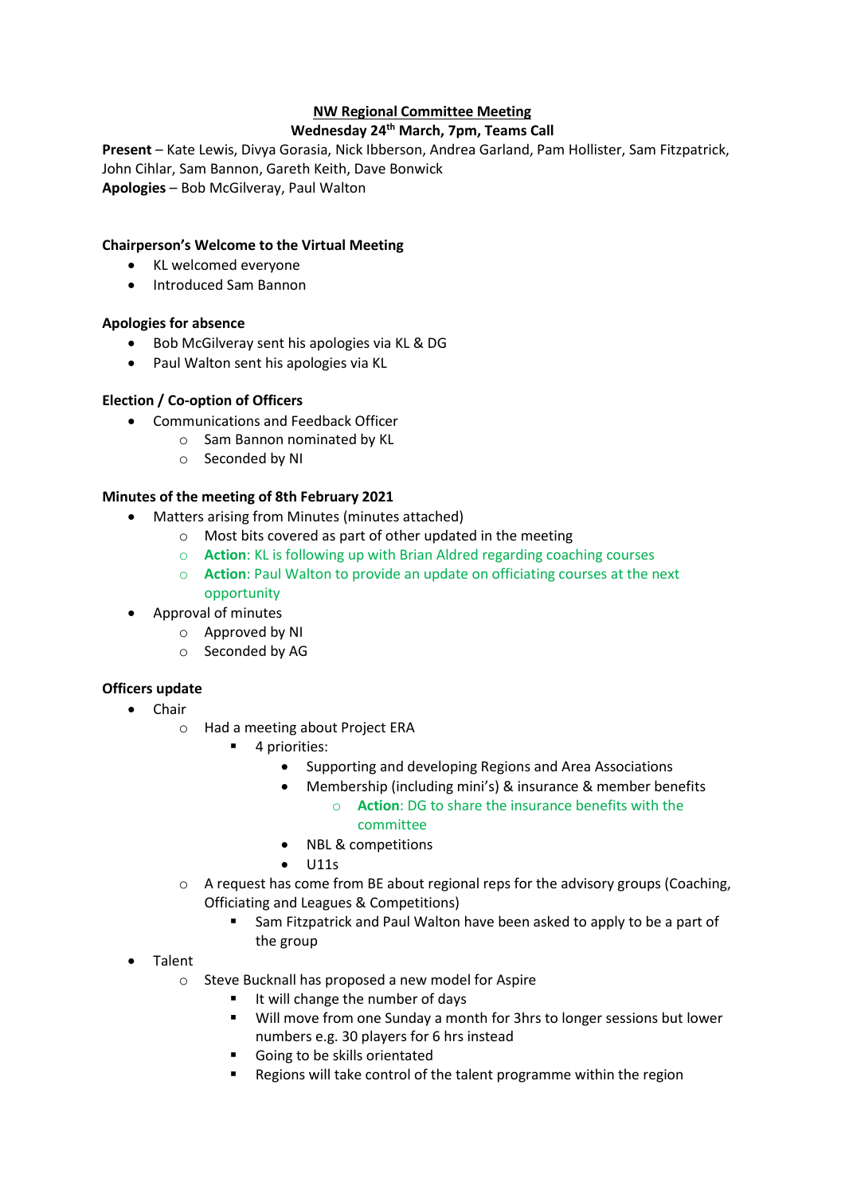# NW Regional Committee Meeting

**Wednesday 24th March, 7pm, Teams Call**

**Present** – Kate Lewis, Divya Gorasia, Nick Ibberson, Andrea Garland, Pam Hollister, Sam Fitzpatrick, John Cihlar, Sam Bannon, Gareth Keith, Dave Bonwick
**Apologies** – Bob McGilveray, Paul Walton

**Chairperson's Welcome to the Virtual Meeting**

- KL welcomed everyone
- Introduced Sam Bannon

**Apologies for absence**

- Bob McGilveray sent his apologies via KL & DG
- Paul Walton sent his apologies via KL

**Election / Co-option of Officers**

- Communications and Feedback Officer
  - Sam Bannon nominated by KL
  - Seconded by NI

**Minutes of the meeting of 8th February 2021**

- Matters arising from Minutes (minutes attached)
  - Most bits covered as part of other updated in the meeting
  - **Action**: KL is following up with Brian Aldred regarding coaching courses
  - **Action**: Paul Walton to provide an update on officiating courses at the next opportunity
- Approval of minutes
  - Approved by NI
  - Seconded by AG

**Officers update**

- Chair
  - Had a meeting about Project ERA
    - 4 priorities:
      - Supporting and developing Regions and Area Associations
      - Membership (including mini's) & insurance & member benefits
        - **Action**: DG to share the insurance benefits with the committee
      - NBL & competitions
      - U11s
  - A request has come from BE about regional reps for the advisory groups (Coaching, Officiating and Leagues & Competitions)
    - Sam Fitzpatrick and Paul Walton have been asked to apply to be a part of the group
- Talent
  - Steve Bucknall has proposed a new model for Aspire
    - It will change the number of days
    - Will move from one Sunday a month for 3hrs to longer sessions but lower numbers e.g. 30 players for 6 hrs instead
    - Going to be skills orientated
    - Regions will take control of the talent programme within the region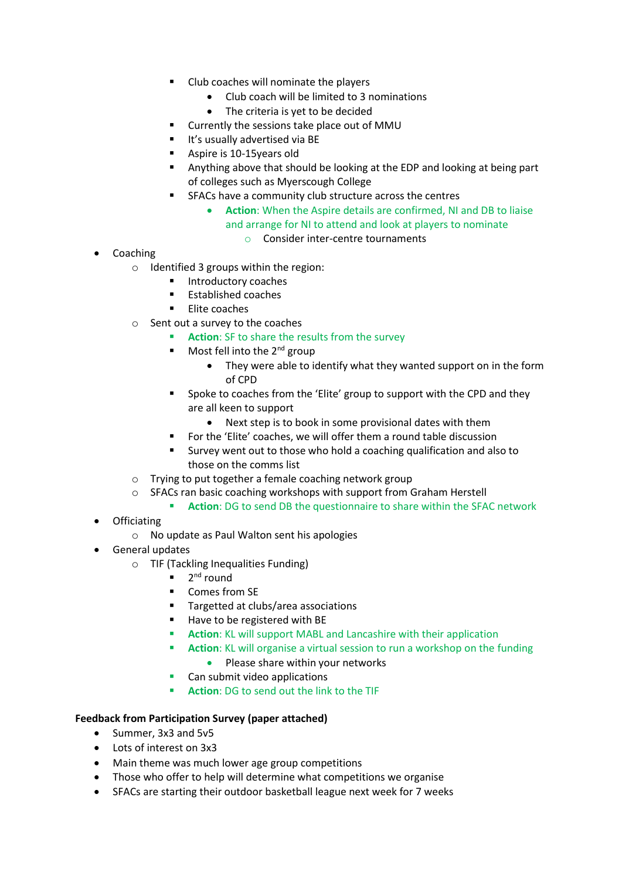- Club coaches will nominate the players
            - Club coach will be limited to 3 nominations
            - The criteria is yet to be decided
        - Currently the sessions take place out of MMU
        - It's usually advertised via BE
        - Aspire is 10-15years old
        - Anything above that should be looking at the EDP and looking at being part of colleges such as Myerscough College
        - SFACs have a community club structure across the centres
            - **Action**: When the Aspire details are confirmed, NI and DB to liaise and arrange for NI to attend and look at players to nominate
                - Consider inter-centre tournaments

- Coaching
    - Identified 3 groups within the region:
        - Introductory coaches
        - Established coaches
        - Elite coaches
    - Sent out a survey to the coaches
        - **Action**: SF to share the results from the survey
        - Most fell into the 2nd group
            - They were able to identify what they wanted support on in the form of CPD
        - Spoke to coaches from the 'Elite' group to support with the CPD and they are all keen to support
            - Next step is to book in some provisional dates with them
        - For the 'Elite' coaches, we will offer them a round table discussion
        - Survey went out to those who hold a coaching qualification and also to those on the comms list
    - Trying to put together a female coaching network group
    - SFACs ran basic coaching workshops with support from Graham Herstell
        - **Action**: DG to send DB the questionnaire to share within the SFAC network
- Officiating
    - No update as Paul Walton sent his apologies
- General updates
    - TIF (Tackling Inequalities Funding)
        - 2nd round
        - Comes from SE
        - Targetted at clubs/area associations
        - Have to be registered with BE
        - **Action**: KL will support MABL and Lancashire with their application
        - **Action**: KL will organise a virtual session to run a workshop on the funding
            - Please share within your networks
        - Can submit video applications
        - **Action**: DG to send out the link to the TIF

**Feedback from Participation Survey (paper attached)**

- Summer, 3x3 and 5v5
- Lots of interest on 3x3
- Main theme was much lower age group competitions
- Those who offer to help will determine what competitions we organise
- SFACs are starting their outdoor basketball league next week for 7 weeks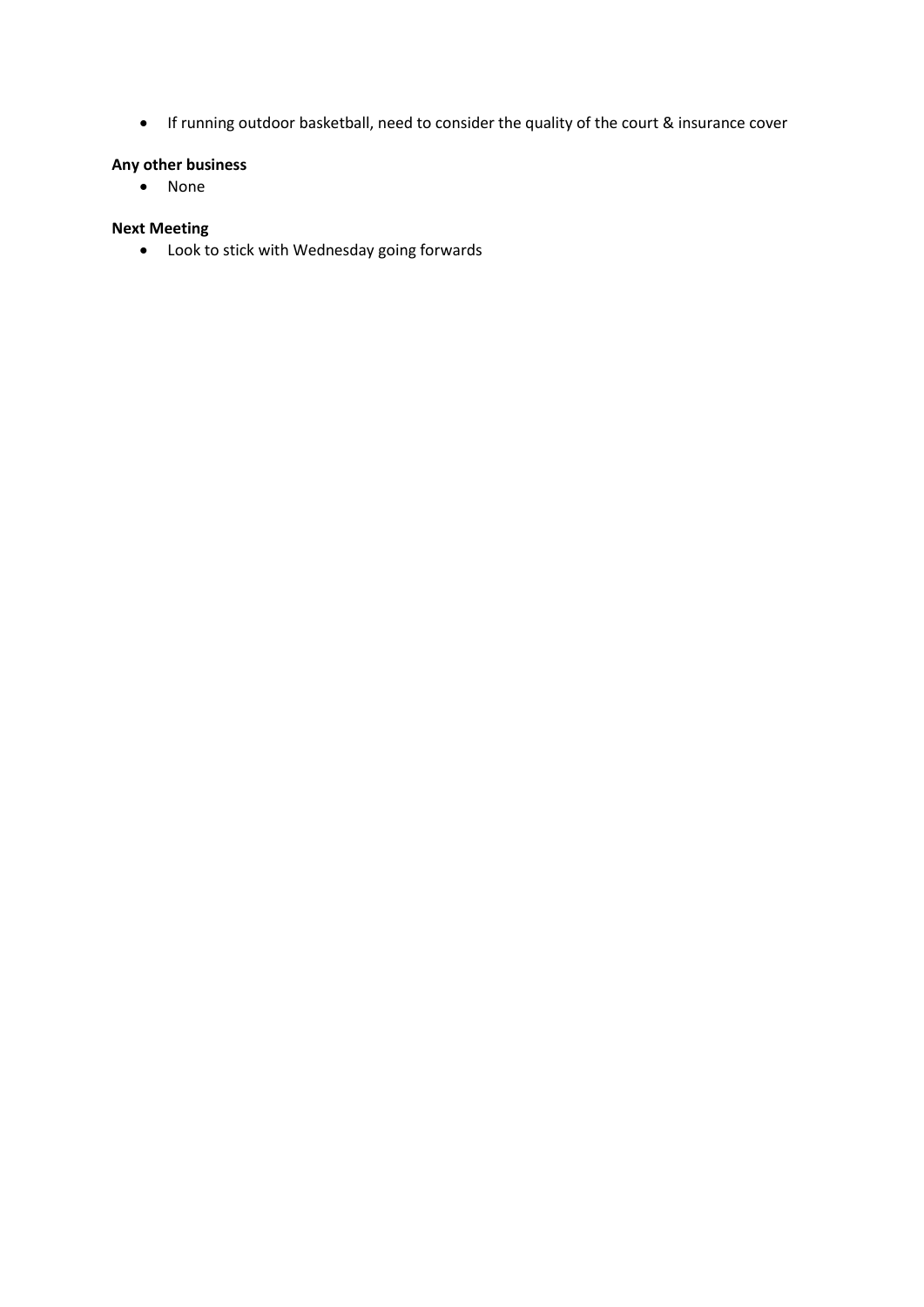- If running outdoor basketball, need to consider the quality of the court & insurance cover

**Any other business**

- None

**Next Meeting**

- Look to stick with Wednesday going forwards